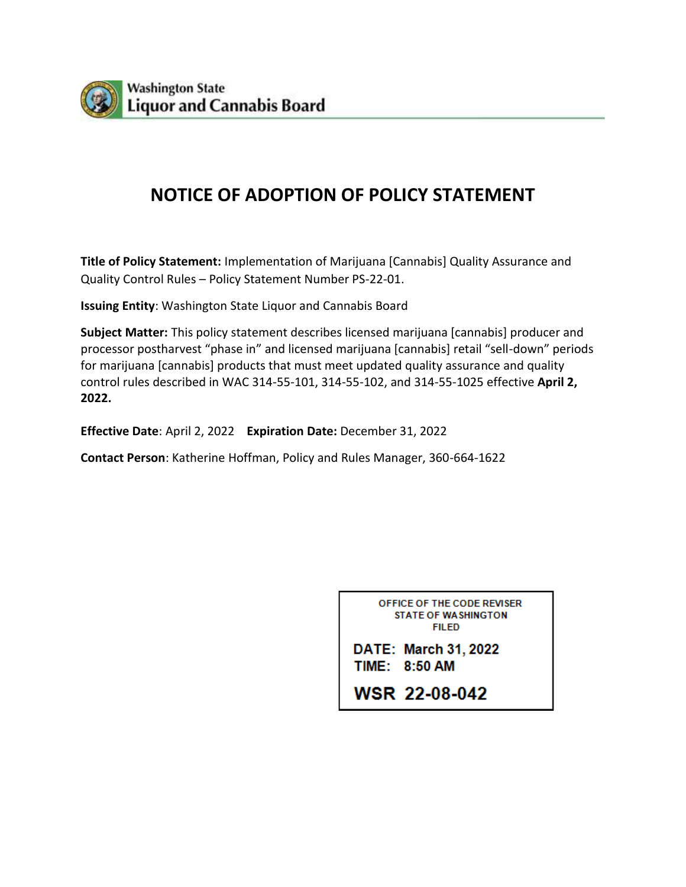Washington State
Liquor and Cannabis Board

# NOTICE OF ADOPTION OF POLICY STATEMENT

**Title of Policy Statement:** Implementation of Marijuana [Cannabis] Quality Assurance and Quality Control Rules – Policy Statement Number PS-22-01.

**Issuing Entity**: Washington State Liquor and Cannabis Board

**Subject Matter:** This policy statement describes licensed marijuana [cannabis] producer and processor postharvest "phase in" and licensed marijuana [cannabis] retail "sell-down" periods for marijuana [cannabis] products that must meet updated quality assurance and quality control rules described in WAC 314-55-101, 314-55-102, and 314-55-1025 effective **April 2, 2022.**

**Effective Date**: April 2, 2022 **Expiration Date:** December 31, 2022

**Contact Person**: Katherine Hoffman, Policy and Rules Manager, 360-664-1622

OFFICE OF THE CODE REVISER
STATE OF WASHINGTON
FILED

DATE: March 31, 2022
TIME: 8:50 AM

WSR 22-08-042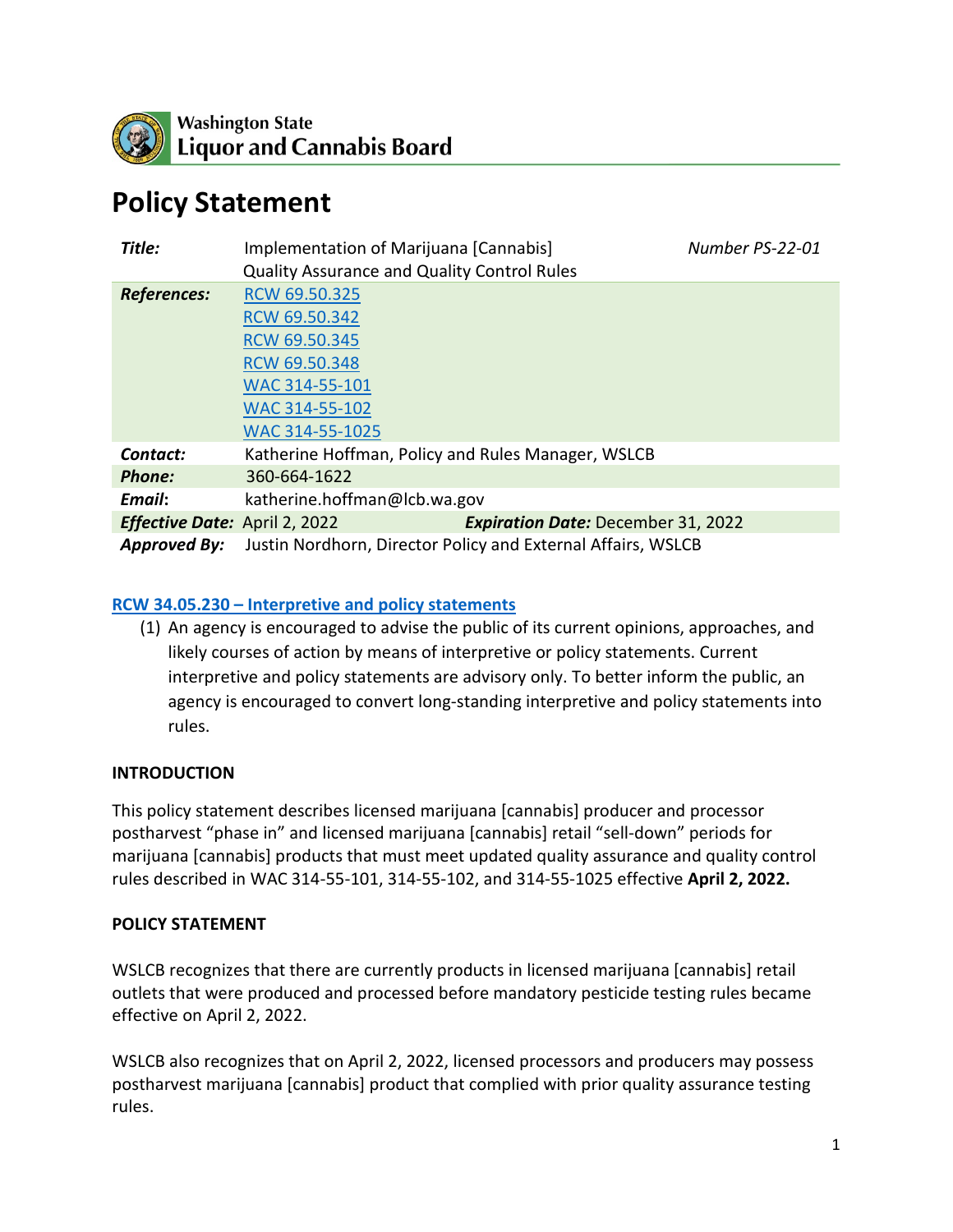Washington State
Liquor and Cannabis Board

# Policy Statement

| | | |
|---|---|---|
| ***Title:*** | Implementation of Marijuana [Cannabis] Quality Assurance and Quality Control Rules | *Number PS-22-01* |
| ***References:*** | RCW 69.50.325<br>RCW 69.50.342<br>RCW 69.50.345<br>RCW 69.50.348<br>WAC 314-55-101<br>WAC 314-55-102<br>WAC 314-55-1025 | |
| ***Contact:*** | Katherine Hoffman, Policy and Rules Manager, WSLCB | |
| ***Phone:*** | 360-664-1622 | |
| ***Email:*** | katherine.hoffman@lcb.wa.gov | |
| ***Effective Date:*** | April 2, 2022 | ***Expiration Date:*** December 31, 2022 |
| ***Approved By:*** | Justin Nordhorn, Director Policy and External Affairs, WSLCB | |

### RCW 34.05.230 – Interpretive and policy statements

(1) An agency is encouraged to advise the public of its current opinions, approaches, and likely courses of action by means of interpretive or policy statements. Current interpretive and policy statements are advisory only. To better inform the public, an agency is encouraged to convert long-standing interpretive and policy statements into rules.

### INTRODUCTION

This policy statement describes licensed marijuana [cannabis] producer and processor postharvest "phase in" and licensed marijuana [cannabis] retail "sell-down" periods for marijuana [cannabis] products that must meet updated quality assurance and quality control rules described in WAC 314-55-101, 314-55-102, and 314-55-1025 effective **April 2, 2022.**

### POLICY STATEMENT

WSLCB recognizes that there are currently products in licensed marijuana [cannabis] retail outlets that were produced and processed before mandatory pesticide testing rules became effective on April 2, 2022.

WSLCB also recognizes that on April 2, 2022, licensed processors and producers may possess postharvest marijuana [cannabis] product that complied with prior quality assurance testing rules.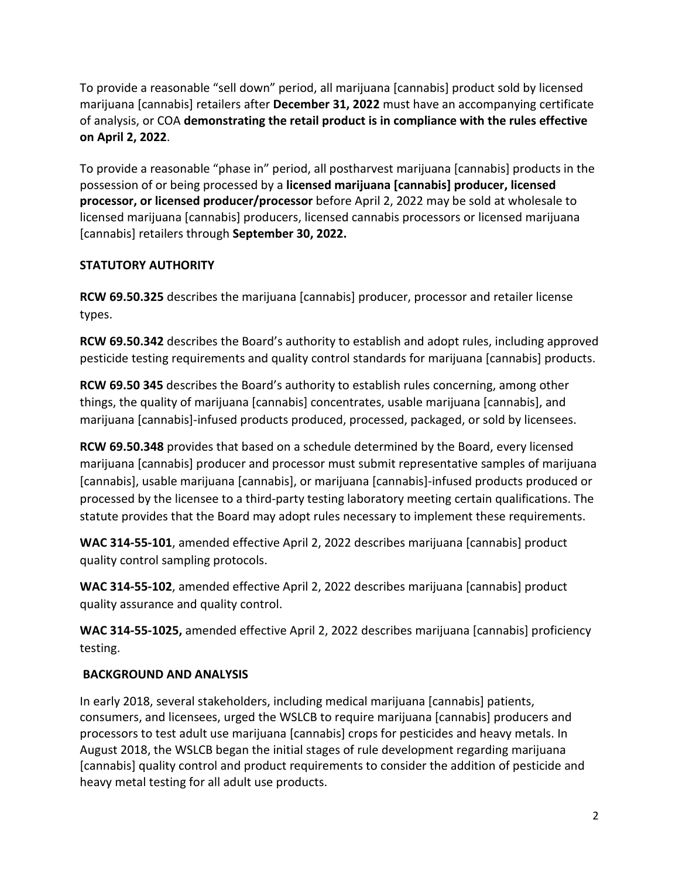To provide a reasonable "sell down" period, all marijuana [cannabis] product sold by licensed marijuana [cannabis] retailers after **December 31, 2022** must have an accompanying certificate of analysis, or COA **demonstrating the retail product is in compliance with the rules effective on April 2, 2022**.

To provide a reasonable "phase in" period, all postharvest marijuana [cannabis] products in the possession of or being processed by a **licensed marijuana [cannabis] producer, licensed processor, or licensed producer/processor** before April 2, 2022 may be sold at wholesale to licensed marijuana [cannabis] producers, licensed cannabis processors or licensed marijuana [cannabis] retailers through **September 30, 2022.**

## STATUTORY AUTHORITY

**RCW 69.50.325** describes the marijuana [cannabis] producer, processor and retailer license types.

**RCW 69.50.342** describes the Board's authority to establish and adopt rules, including approved pesticide testing requirements and quality control standards for marijuana [cannabis] products.

**RCW 69.50 345** describes the Board's authority to establish rules concerning, among other things, the quality of marijuana [cannabis] concentrates, usable marijuana [cannabis], and marijuana [cannabis]-infused products produced, processed, packaged, or sold by licensees.

**RCW 69.50.348** provides that based on a schedule determined by the Board, every licensed marijuana [cannabis] producer and processor must submit representative samples of marijuana [cannabis], usable marijuana [cannabis], or marijuana [cannabis]-infused products produced or processed by the licensee to a third-party testing laboratory meeting certain qualifications. The statute provides that the Board may adopt rules necessary to implement these requirements.

**WAC 314-55-101**, amended effective April 2, 2022 describes marijuana [cannabis] product quality control sampling protocols.

**WAC 314-55-102**, amended effective April 2, 2022 describes marijuana [cannabis] product quality assurance and quality control.

**WAC 314-55-1025,** amended effective April 2, 2022 describes marijuana [cannabis] proficiency testing.

## BACKGROUND AND ANALYSIS

In early 2018, several stakeholders, including medical marijuana [cannabis] patients, consumers, and licensees, urged the WSLCB to require marijuana [cannabis] producers and processors to test adult use marijuana [cannabis] crops for pesticides and heavy metals. In August 2018, the WSLCB began the initial stages of rule development regarding marijuana [cannabis] quality control and product requirements to consider the addition of pesticide and heavy metal testing for all adult use products.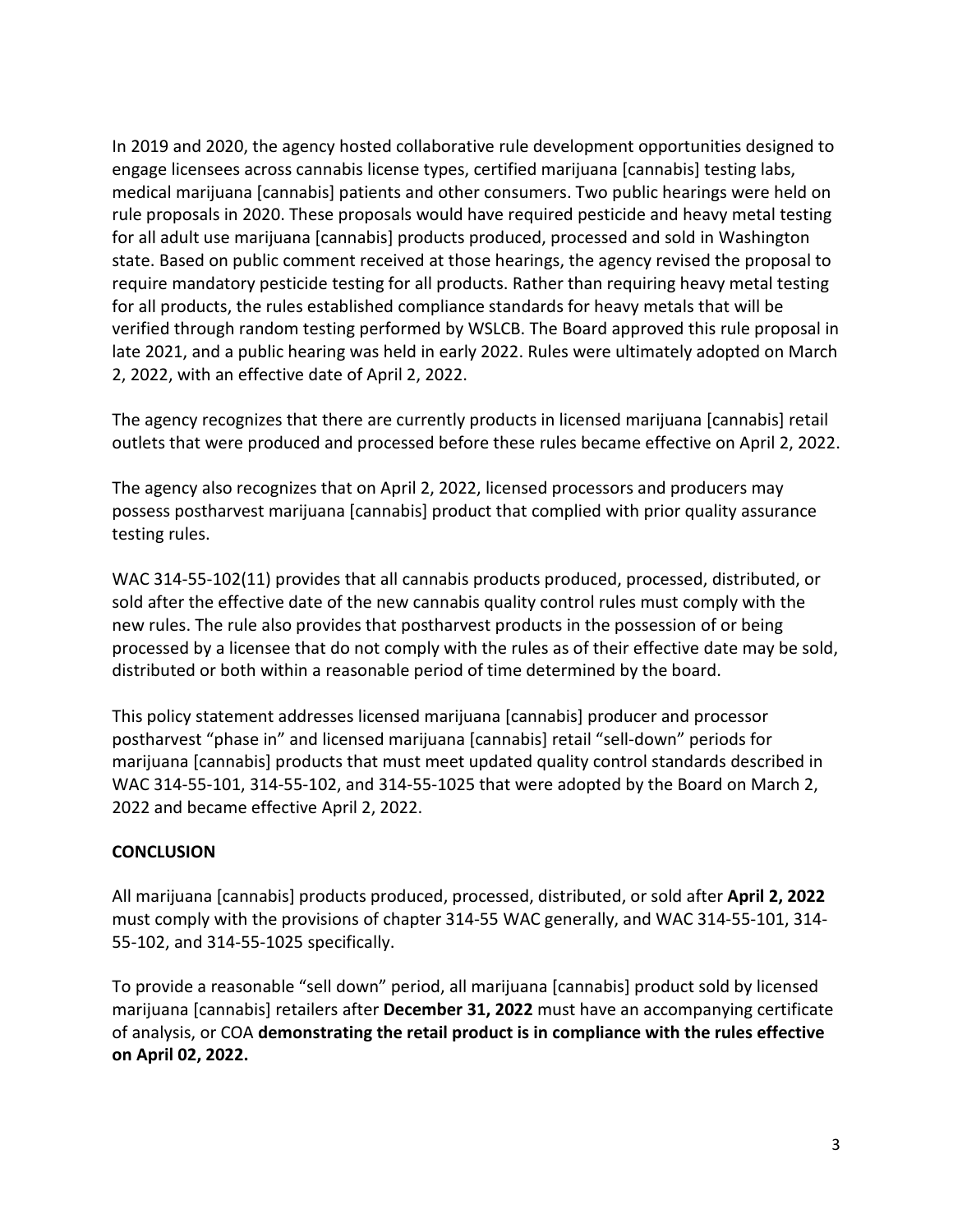In 2019 and 2020, the agency hosted collaborative rule development opportunities designed to engage licensees across cannabis license types, certified marijuana [cannabis] testing labs, medical marijuana [cannabis] patients and other consumers. Two public hearings were held on rule proposals in 2020. These proposals would have required pesticide and heavy metal testing for all adult use marijuana [cannabis] products produced, processed and sold in Washington state. Based on public comment received at those hearings, the agency revised the proposal to require mandatory pesticide testing for all products. Rather than requiring heavy metal testing for all products, the rules established compliance standards for heavy metals that will be verified through random testing performed by WSLCB. The Board approved this rule proposal in late 2021, and a public hearing was held in early 2022. Rules were ultimately adopted on March 2, 2022, with an effective date of April 2, 2022.

The agency recognizes that there are currently products in licensed marijuana [cannabis] retail outlets that were produced and processed before these rules became effective on April 2, 2022.

The agency also recognizes that on April 2, 2022, licensed processors and producers may possess postharvest marijuana [cannabis] product that complied with prior quality assurance testing rules.

WAC 314-55-102(11) provides that all cannabis products produced, processed, distributed, or sold after the effective date of the new cannabis quality control rules must comply with the new rules. The rule also provides that postharvest products in the possession of or being processed by a licensee that do not comply with the rules as of their effective date may be sold, distributed or both within a reasonable period of time determined by the board.

This policy statement addresses licensed marijuana [cannabis] producer and processor postharvest "phase in" and licensed marijuana [cannabis] retail "sell-down" periods for marijuana [cannabis] products that must meet updated quality control standards described in WAC 314-55-101, 314-55-102, and 314-55-1025 that were adopted by the Board on March 2, 2022 and became effective April 2, 2022.

## CONCLUSION

All marijuana [cannabis] products produced, processed, distributed, or sold after **April 2, 2022** must comply with the provisions of chapter 314-55 WAC generally, and WAC 314-55-101, 314-55-102, and 314-55-1025 specifically.

To provide a reasonable "sell down" period, all marijuana [cannabis] product sold by licensed marijuana [cannabis] retailers after **December 31, 2022** must have an accompanying certificate of analysis, or COA **demonstrating the retail product is in compliance with the rules effective on April 02, 2022.**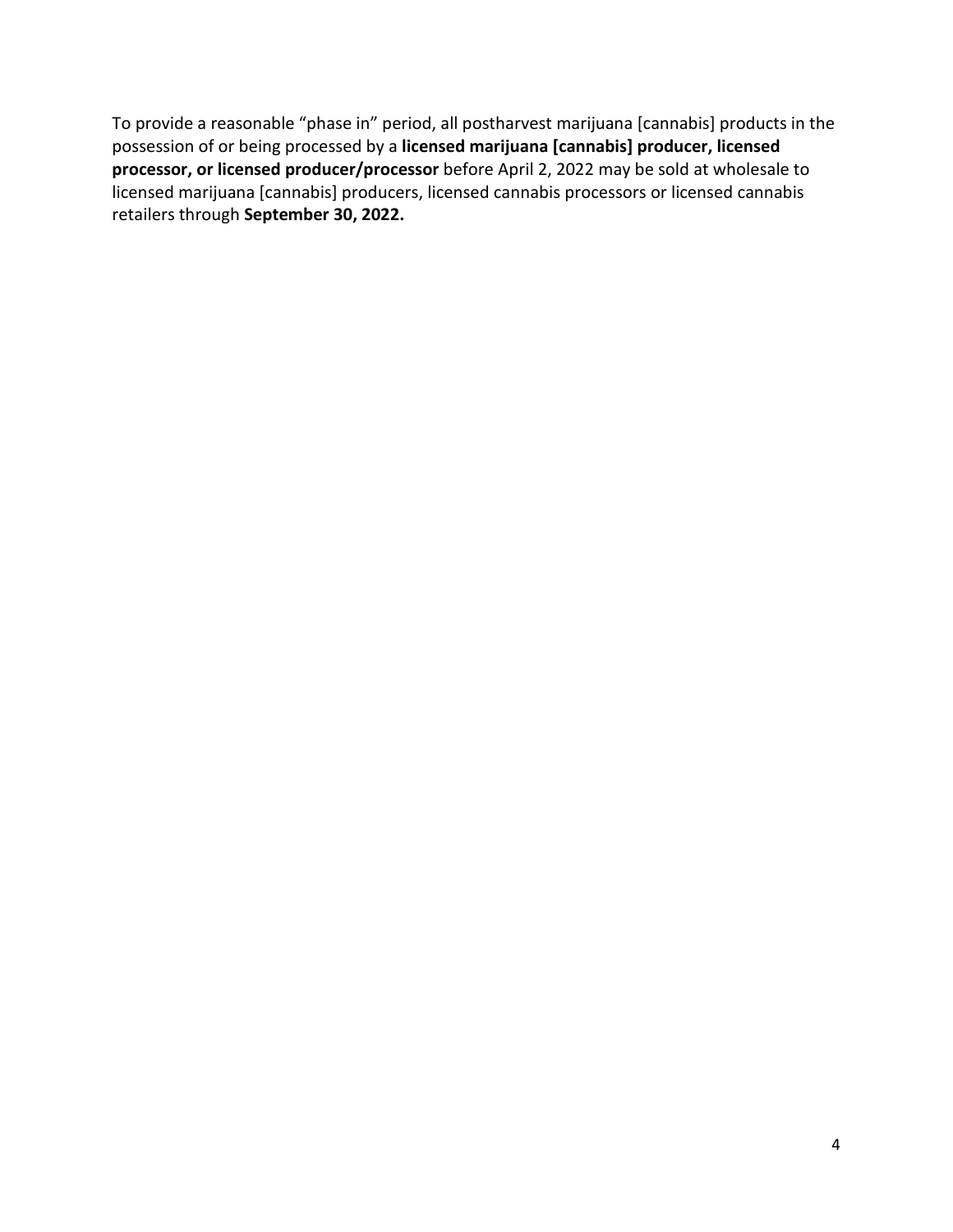To provide a reasonable “phase in” period, all postharvest marijuana [cannabis] products in the possession of or being processed by a **licensed marijuana [cannabis] producer, licensed processor, or licensed producer/processor** before April 2, 2022 may be sold at wholesale to licensed marijuana [cannabis] producers, licensed cannabis processors or licensed cannabis retailers through **September 30, 2022.**